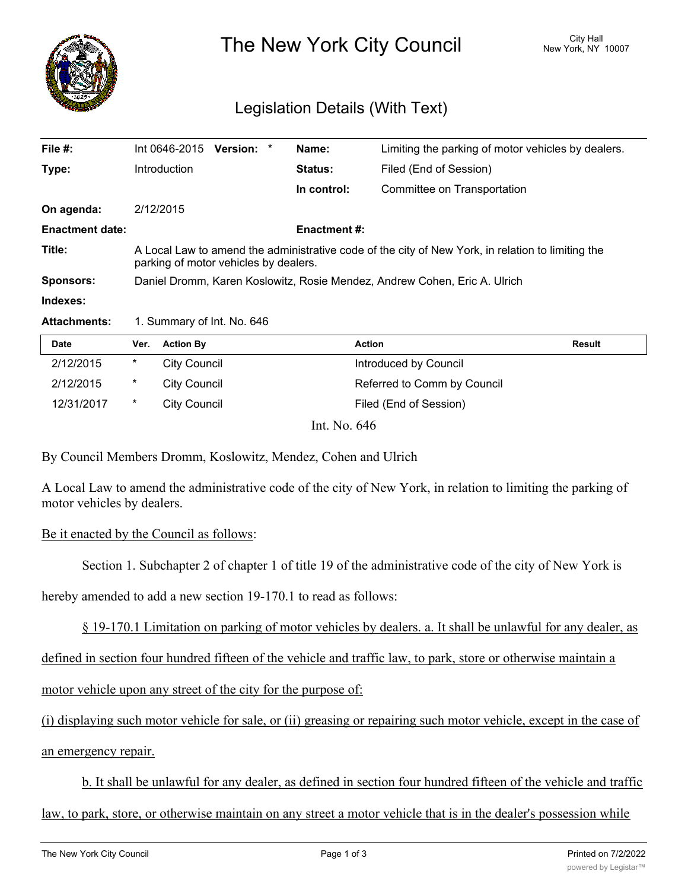# The New York City Council

City Hall
New York, NY 10007

## Legislation Details (With Text)

| | | | |
|---|---|---|---|
| **File #:** | Int 0646-2015 **Version:** * | **Name:** | Limiting the parking of motor vehicles by dealers. |
| **Type:** | Introduction | **Status:** | Filed (End of Session) |
| | | **In control:** | Committee on Transportation |
| **On agenda:** | 2/12/2015 | | |
| **Enactment date:** | | **Enactment #:** | |
| **Title:** | A Local Law to amend the administrative code of the city of New York, in relation to limiting the parking of motor vehicles by dealers. | | |
| **Sponsors:** | Daniel Dromm, Karen Koslowitz, Rosie Mendez, Andrew Cohen, Eric A. Ulrich | | |
| **Indexes:** | | | |
| **Attachments:** | 1. Summary of Int. No. 646 | | |

| Date | Ver. | Action By | Action | Result |
|---|---|---|---|---|
| 2/12/2015 | * | City Council | Introduced by Council | |
| 2/12/2015 | * | City Council | Referred to Comm by Council | |
| 12/31/2017 | * | City Council | Filed (End of Session) | |

Int. No. 646

By Council Members Dromm, Koslowitz, Mendez, Cohen and Ulrich

A Local Law to amend the administrative code of the city of New York, in relation to limiting the parking of motor vehicles by dealers.

Be it enacted by the Council as follows:

Section 1. Subchapter 2 of chapter 1 of title 19 of the administrative code of the city of New York is hereby amended to add a new section 19-170.1 to read as follows:

§ 19-170.1 Limitation on parking of motor vehicles by dealers. a. It shall be unlawful for any dealer, as defined in section four hundred fifteen of the vehicle and traffic law, to park, store or otherwise maintain a motor vehicle upon any street of the city for the purpose of:

(i) displaying such motor vehicle for sale, or (ii) greasing or repairing such motor vehicle, except in the case of an emergency repair.

b. It shall be unlawful for any dealer, as defined in section four hundred fifteen of the vehicle and traffic law, to park, store, or otherwise maintain on any street a motor vehicle that is in the dealer's possession while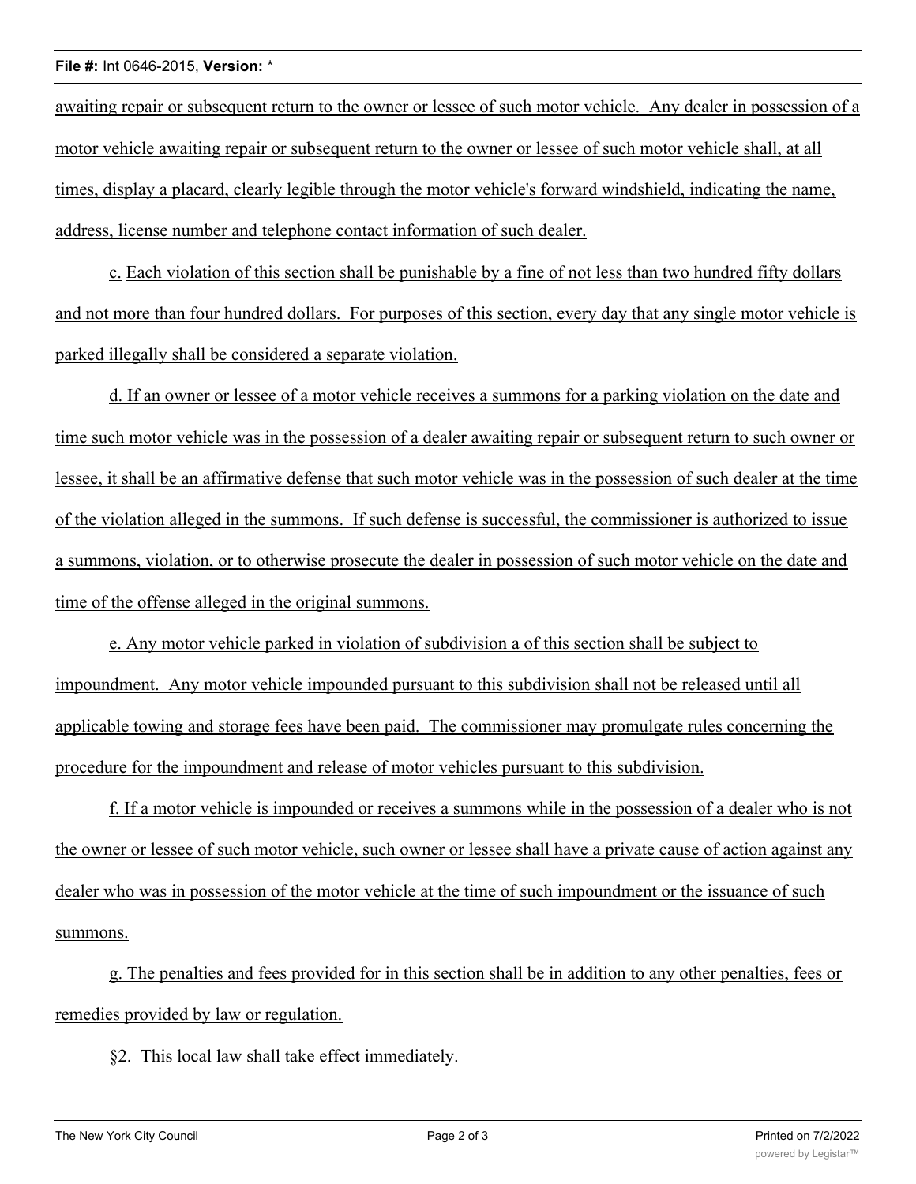awaiting repair or subsequent return to the owner or lessee of such motor vehicle. Any dealer in possession of a motor vehicle awaiting repair or subsequent return to the owner or lessee of such motor vehicle shall, at all times, display a placard, clearly legible through the motor vehicle's forward windshield, indicating the name, address, license number and telephone contact information of such dealer.

c. Each violation of this section shall be punishable by a fine of not less than two hundred fifty dollars and not more than four hundred dollars. For purposes of this section, every day that any single motor vehicle is parked illegally shall be considered a separate violation.

d. If an owner or lessee of a motor vehicle receives a summons for a parking violation on the date and time such motor vehicle was in the possession of a dealer awaiting repair or subsequent return to such owner or lessee, it shall be an affirmative defense that such motor vehicle was in the possession of such dealer at the time of the violation alleged in the summons. If such defense is successful, the commissioner is authorized to issue a summons, violation, or to otherwise prosecute the dealer in possession of such motor vehicle on the date and time of the offense alleged in the original summons.

e. Any motor vehicle parked in violation of subdivision a of this section shall be subject to impoundment. Any motor vehicle impounded pursuant to this subdivision shall not be released until all applicable towing and storage fees have been paid. The commissioner may promulgate rules concerning the procedure for the impoundment and release of motor vehicles pursuant to this subdivision.

f. If a motor vehicle is impounded or receives a summons while in the possession of a dealer who is not the owner or lessee of such motor vehicle, such owner or lessee shall have a private cause of action against any dealer who was in possession of the motor vehicle at the time of such impoundment or the issuance of such summons.

g. The penalties and fees provided for in this section shall be in addition to any other penalties, fees or remedies provided by law or regulation.

§2. This local law shall take effect immediately.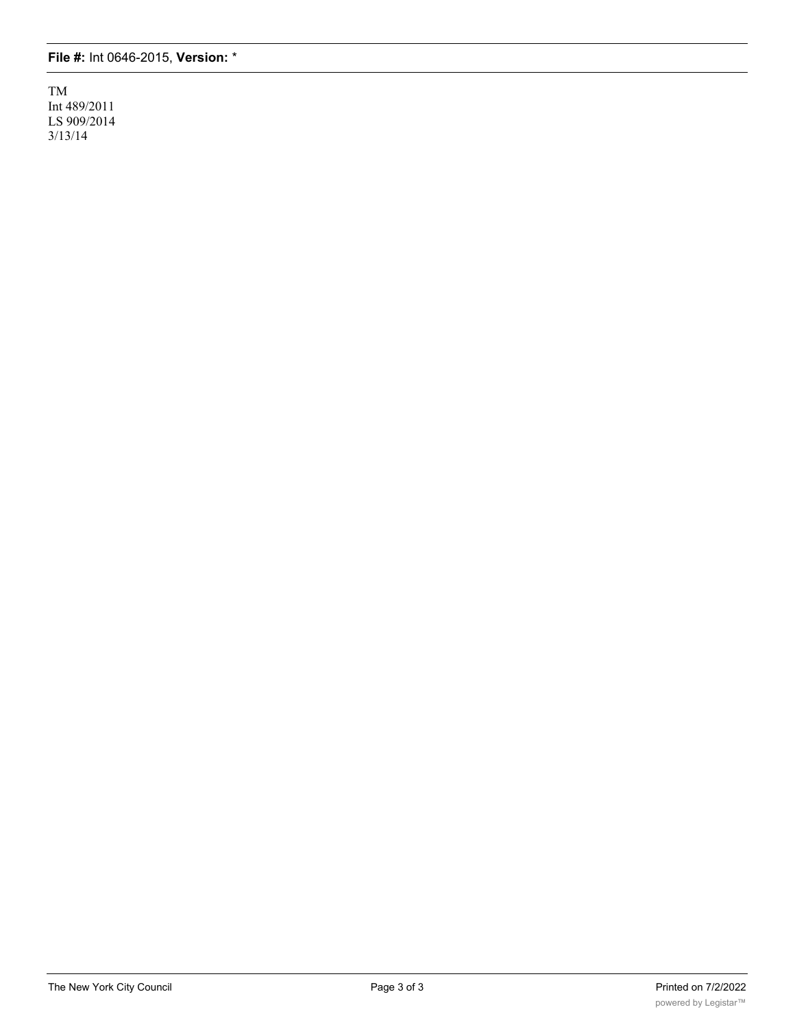TM
Int 489/2011
LS 909/2014
3/13/14